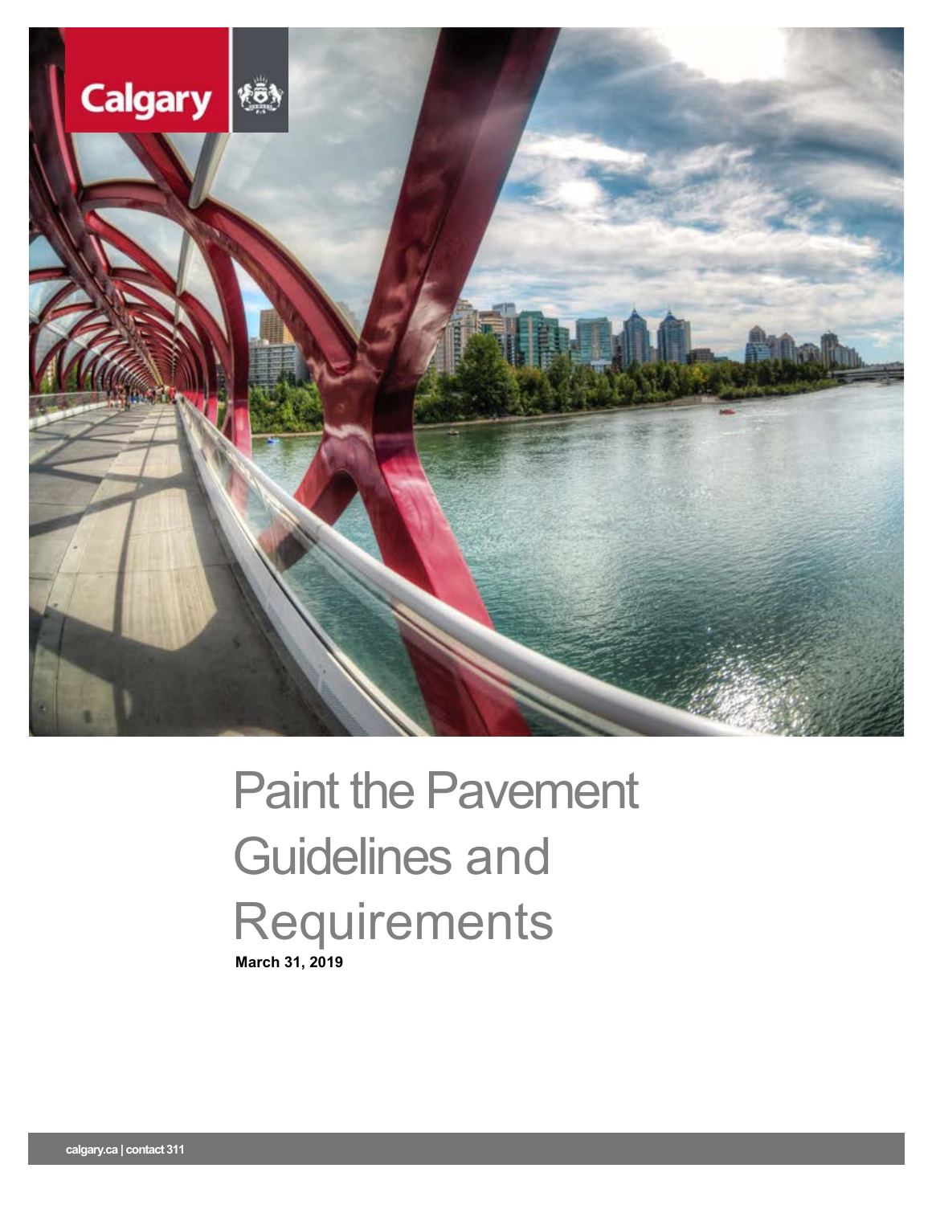# Paint the Pavement Guidelines and Requirements

**March 31, 2019**

**calgary.ca | contact 311**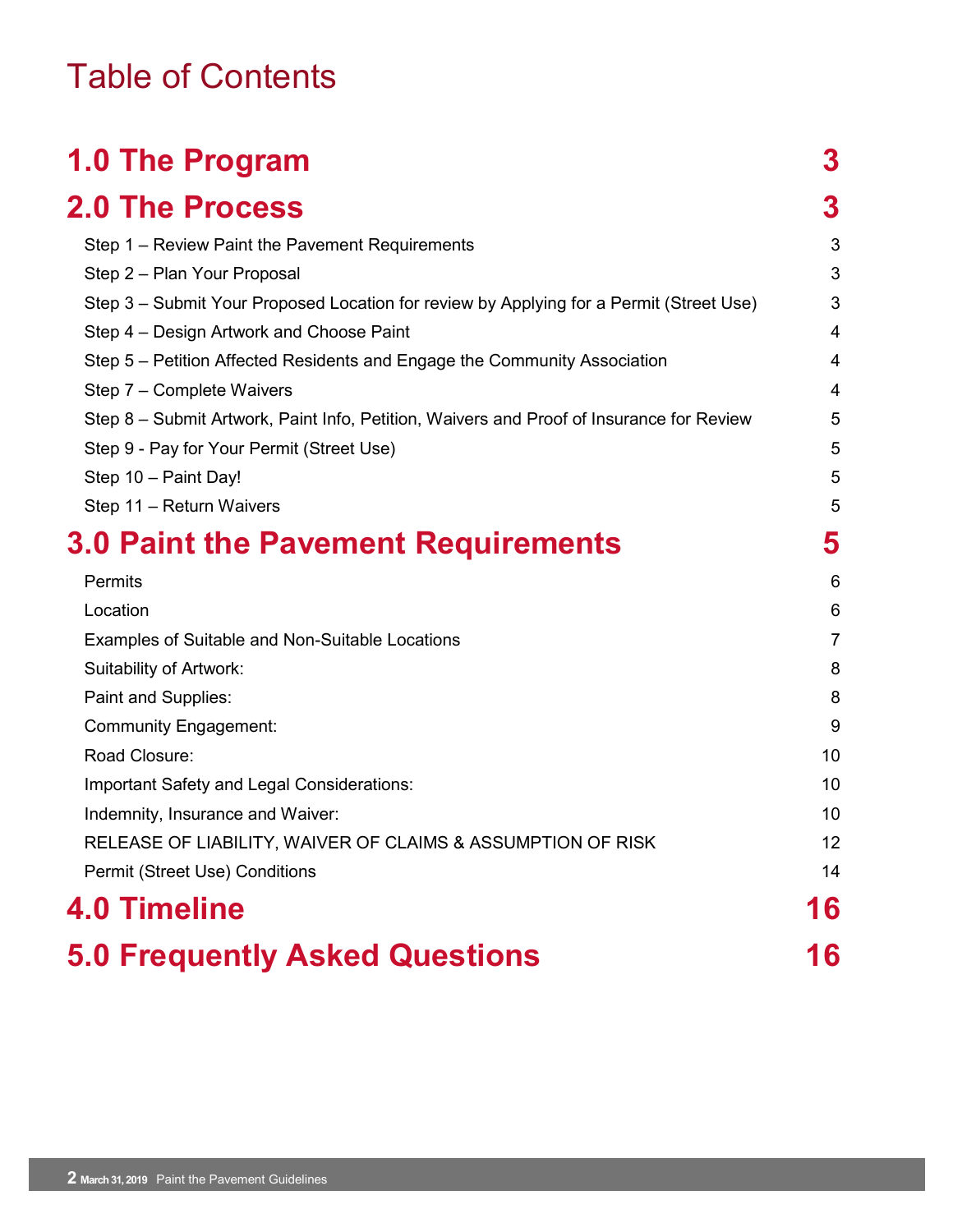# Table of Contents

| | |
|---|---|
| **1.0 The Program** | **3** |
| **2.0 The Process** | **3** |
| Step 1 – Review Paint the Pavement Requirements | 3 |
| Step 2 – Plan Your Proposal | 3 |
| Step 3 – Submit Your Proposed Location for review by Applying for a Permit (Street Use) | 3 |
| Step 4 – Design Artwork and Choose Paint | 4 |
| Step 5 – Petition Affected Residents and Engage the Community Association | 4 |
| Step 7 – Complete Waivers | 4 |
| Step 8 – Submit Artwork, Paint Info, Petition, Waivers and Proof of Insurance for Review | 5 |
| Step 9 - Pay for Your Permit (Street Use) | 5 |
| Step 10 – Paint Day! | 5 |
| Step 11 – Return Waivers | 5 |
| **3.0 Paint the Pavement Requirements** | **5** |
| Permits | 6 |
| Location | 6 |
| Examples of Suitable and Non-Suitable Locations | 7 |
| Suitability of Artwork: | 8 |
| Paint and Supplies: | 8 |
| Community Engagement: | 9 |
| Road Closure: | 10 |
| Important Safety and Legal Considerations: | 10 |
| Indemnity, Insurance and Waiver: | 10 |
| RELEASE OF LIABILITY, WAIVER OF CLAIMS & ASSUMPTION OF RISK | 12 |
| Permit (Street Use) Conditions | 14 |
| **4.0 Timeline** | **16** |
| **5.0 Frequently Asked Questions** | **16** |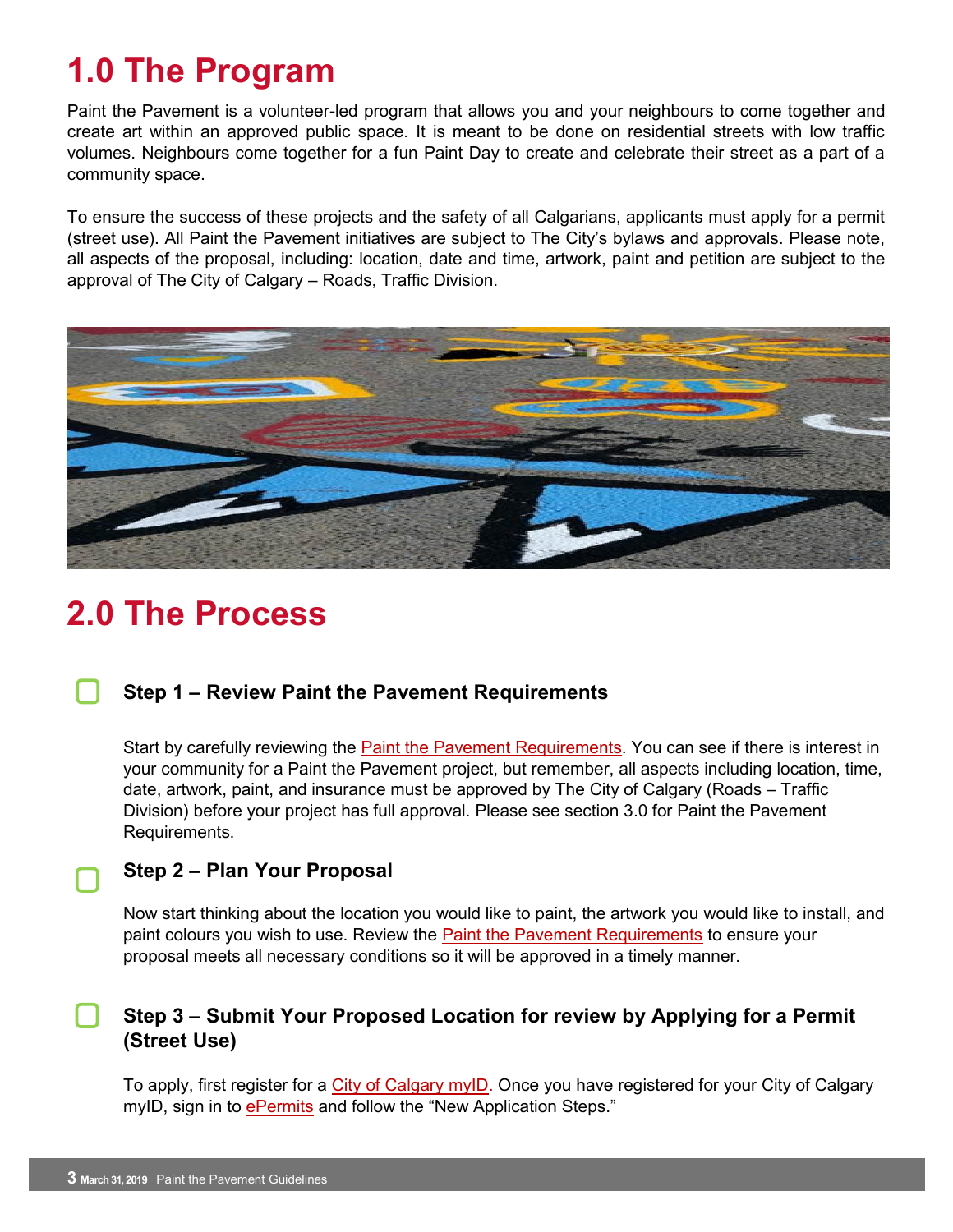# 1.0 The Program

Paint the Pavement is a volunteer-led program that allows you and your neighbours to come together and create art within an approved public space. It is meant to be done on residential streets with low traffic volumes. Neighbours come together for a fun Paint Day to create and celebrate their street as a part of a community space.

To ensure the success of these projects and the safety of all Calgarians, applicants must apply for a permit (street use). All Paint the Pavement initiatives are subject to The City's bylaws and approvals. Please note, all aspects of the proposal, including: location, date and time, artwork, paint and petition are subject to the approval of The City of Calgary – Roads, Traffic Division.

# 2.0 The Process

### Step 1 – Review Paint the Pavement Requirements

Start by carefully reviewing the Paint the Pavement Requirements. You can see if there is interest in your community for a Paint the Pavement project, but remember, all aspects including location, time, date, artwork, paint, and insurance must be approved by The City of Calgary (Roads – Traffic Division) before your project has full approval. Please see section 3.0 for Paint the Pavement Requirements.

### Step 2 – Plan Your Proposal

Now start thinking about the location you would like to paint, the artwork you would like to install, and paint colours you wish to use. Review the Paint the Pavement Requirements to ensure your proposal meets all necessary conditions so it will be approved in a timely manner.

### Step 3 – Submit Your Proposed Location for review by Applying for a Permit (Street Use)

To apply, first register for a City of Calgary myID. Once you have registered for your City of Calgary myID, sign in to ePermits and follow the "New Application Steps."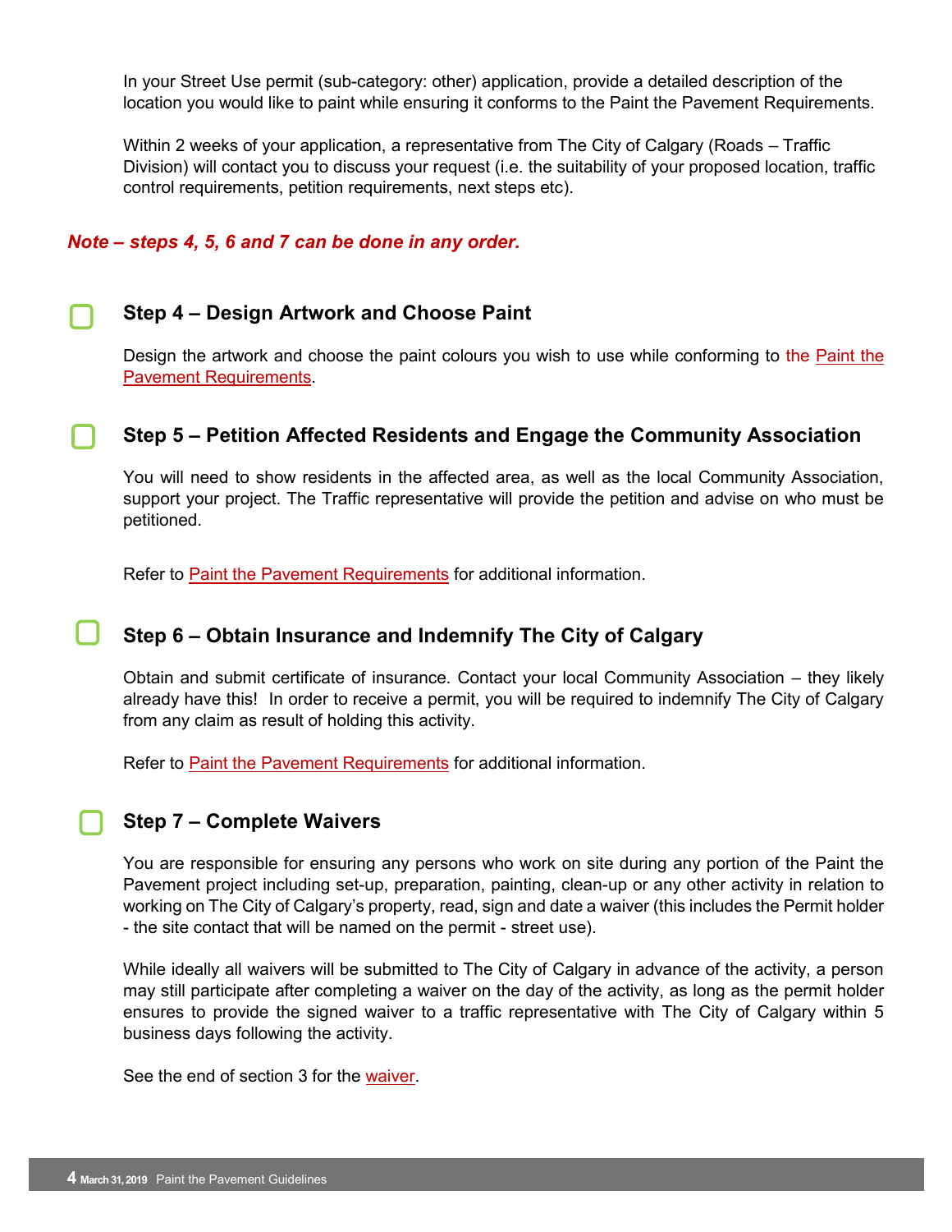In your Street Use permit (sub-category: other) application, provide a detailed description of the location you would like to paint while ensuring it conforms to the Paint the Pavement Requirements.

Within 2 weeks of your application, a representative from The City of Calgary (Roads – Traffic Division) will contact you to discuss your request (i.e. the suitability of your proposed location, traffic control requirements, petition requirements, next steps etc).

***Note – steps 4, 5, 6 and 7 can be done in any order.***

## Step 4 – Design Artwork and Choose Paint

Design the artwork and choose the paint colours you wish to use while conforming to the Paint the Pavement Requirements.

## Step 5 – Petition Affected Residents and Engage the Community Association

You will need to show residents in the affected area, as well as the local Community Association, support your project. The Traffic representative will provide the petition and advise on who must be petitioned.

Refer to Paint the Pavement Requirements for additional information.

## Step 6 – Obtain Insurance and Indemnify The City of Calgary

Obtain and submit certificate of insurance. Contact your local Community Association – they likely already have this! In order to receive a permit, you will be required to indemnify The City of Calgary from any claim as result of holding this activity.

Refer to Paint the Pavement Requirements for additional information.

## Step 7 – Complete Waivers

You are responsible for ensuring any persons who work on site during any portion of the Paint the Pavement project including set-up, preparation, painting, clean-up or any other activity in relation to working on The City of Calgary's property, read, sign and date a waiver (this includes the Permit holder - the site contact that will be named on the permit - street use).

While ideally all waivers will be submitted to The City of Calgary in advance of the activity, a person may still participate after completing a waiver on the day of the activity, as long as the permit holder ensures to provide the signed waiver to a traffic representative with The City of Calgary within 5 business days following the activity.

See the end of section 3 for the waiver.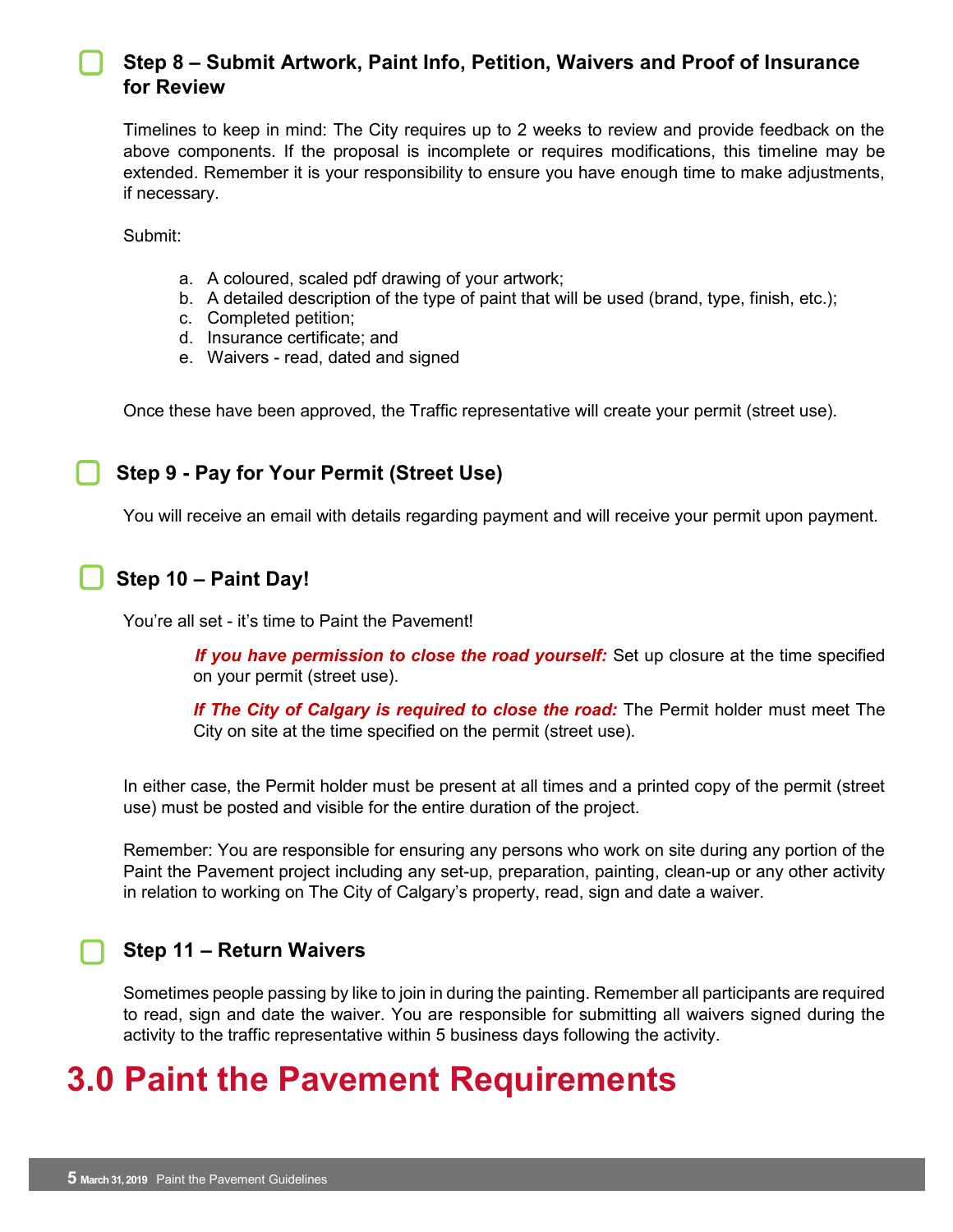### Step 8 – Submit Artwork, Paint Info, Petition, Waivers and Proof of Insurance for Review

Timelines to keep in mind: The City requires up to 2 weeks to review and provide feedback on the above components. If the proposal is incomplete or requires modifications, this timeline may be extended. Remember it is your responsibility to ensure you have enough time to make adjustments, if necessary.

Submit:

a. A coloured, scaled pdf drawing of your artwork;
b. A detailed description of the type of paint that will be used (brand, type, finish, etc.);
c. Completed petition;
d. Insurance certificate; and
e. Waivers - read, dated and signed

Once these have been approved, the Traffic representative will create your permit (street use).

### Step 9 - Pay for Your Permit (Street Use)

You will receive an email with details regarding payment and will receive your permit upon payment.

### Step 10 – Paint Day!

You're all set - it's time to Paint the Pavement!

> ***If you have permission to close the road yourself:*** Set up closure at the time specified on your permit (street use).
>
> ***If The City of Calgary is required to close the road:*** The Permit holder must meet The City on site at the time specified on the permit (street use).

In either case, the Permit holder must be present at all times and a printed copy of the permit (street use) must be posted and visible for the entire duration of the project.

Remember: You are responsible for ensuring any persons who work on site during any portion of the Paint the Pavement project including any set-up, preparation, painting, clean-up or any other activity in relation to working on The City of Calgary's property, read, sign and date a waiver.

### Step 11 – Return Waivers

Sometimes people passing by like to join in during the painting. Remember all participants are required to read, sign and date the waiver. You are responsible for submitting all waivers signed during the activity to the traffic representative within 5 business days following the activity.

# 3.0 Paint the Pavement Requirements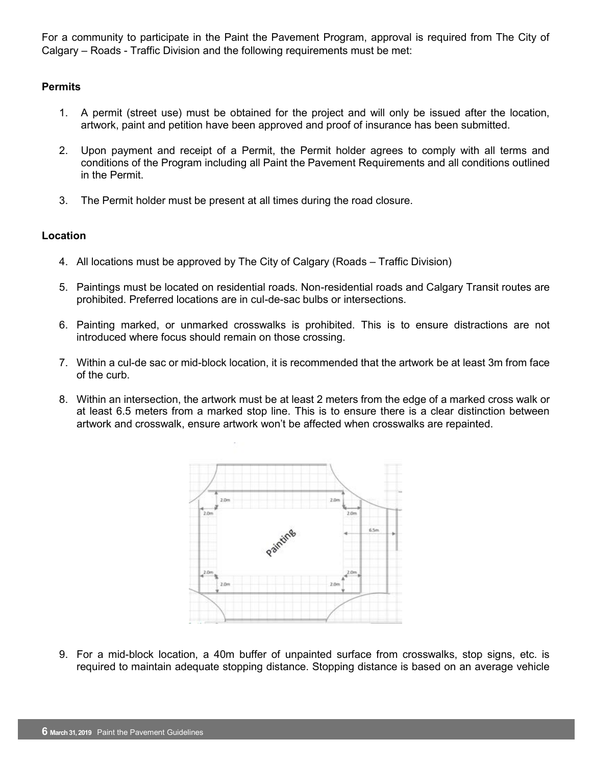For a community to participate in the Paint the Pavement Program, approval is required from The City of Calgary – Roads - Traffic Division and the following requirements must be met:

### Permits

1. A permit (street use) must be obtained for the project and will only be issued after the location, artwork, paint and petition have been approved and proof of insurance has been submitted.

2. Upon payment and receipt of a Permit, the Permit holder agrees to comply with all terms and conditions of the Program including all Paint the Pavement Requirements and all conditions outlined in the Permit.

3. The Permit holder must be present at all times during the road closure.

### Location

4. All locations must be approved by The City of Calgary (Roads – Traffic Division)

5. Paintings must be located on residential roads. Non-residential roads and Calgary Transit routes are prohibited. Preferred locations are in cul-de-sac bulbs or intersections.

6. Painting marked, or unmarked crosswalks is prohibited. This is to ensure distractions are not introduced where focus should remain on those crossing.

7. Within a cul-de sac or mid-block location, it is recommended that the artwork be at least 3m from face of the curb.

8. Within an intersection, the artwork must be at least 2 meters from the edge of a marked cross walk or at least 6.5 meters from a marked stop line. This is to ensure there is a clear distinction between artwork and crosswalk, ensure artwork won't be affected when crosswalks are repainted.

9. For a mid-block location, a 40m buffer of unpainted surface from crosswalks, stop signs, etc. is required to maintain adequate stopping distance. Stopping distance is based on an average vehicle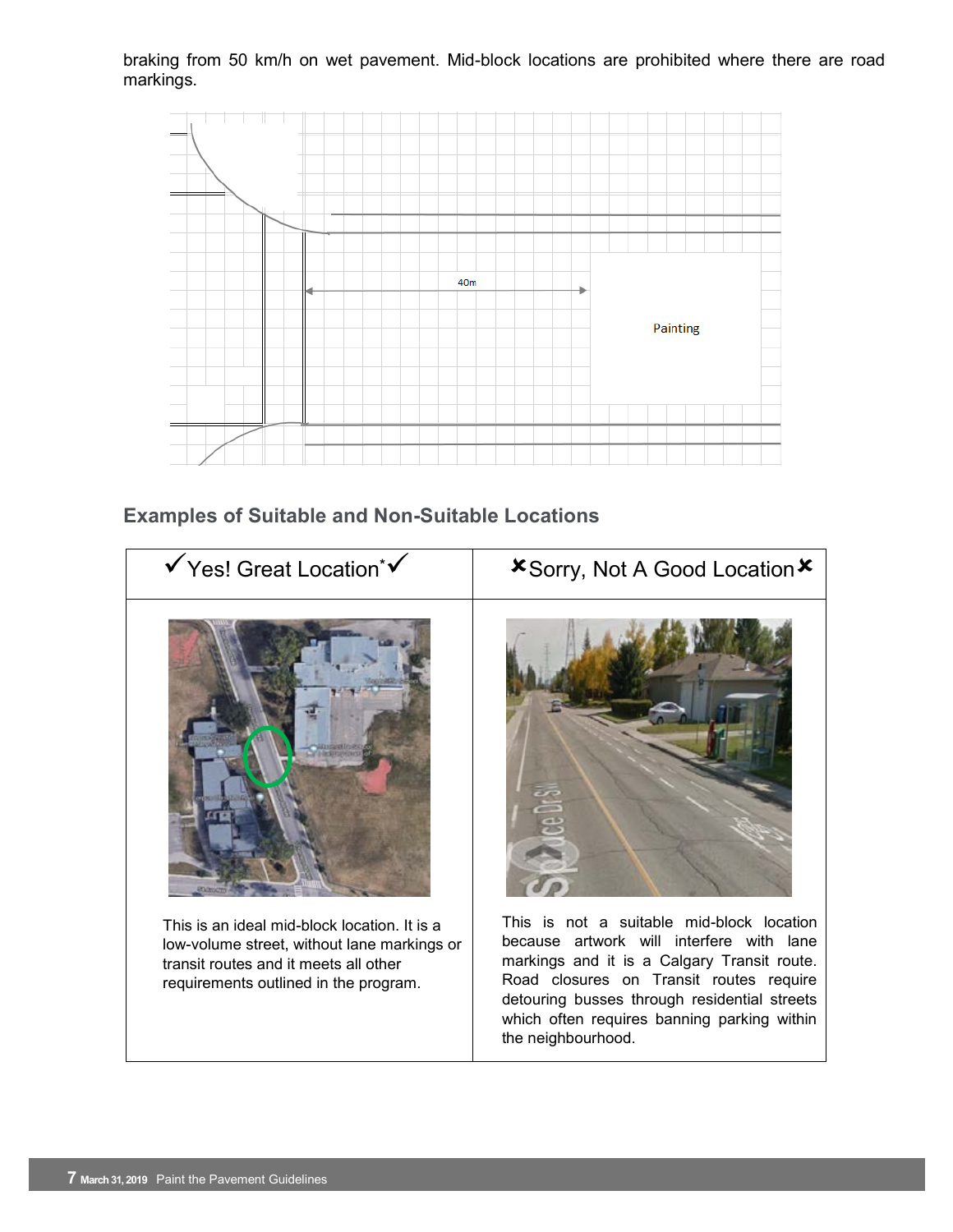braking from 50 km/h on wet pavement. Mid-block locations are prohibited where there are road markings.

### Examples of Suitable and Non-Suitable Locations

| ✓Yes! Great Location*✓ | ✘Sorry, Not A Good Location✘ |
| --- | --- |
| This is an ideal mid-block location. It is a low-volume street, without lane markings or transit routes and it meets all other requirements outlined in the program. | This is not a suitable mid-block location because artwork will interfere with lane markings and it is a Calgary Transit route. Road closures on Transit routes require detouring busses through residential streets which often requires banning parking within the neighbourhood. |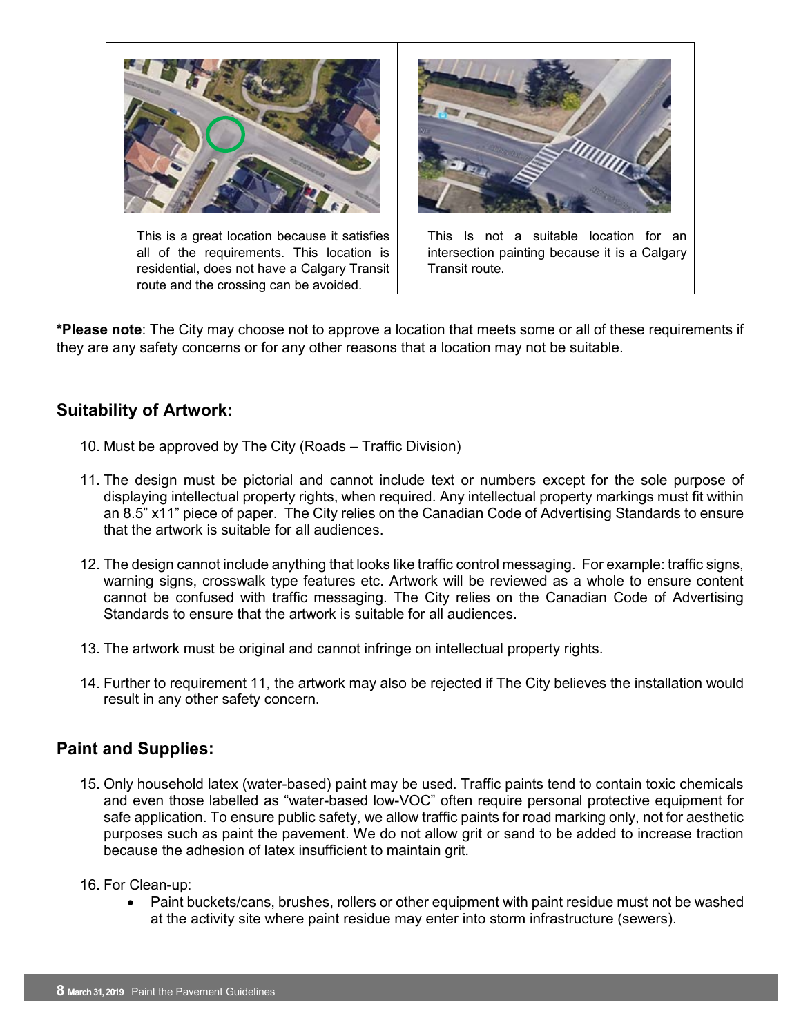| This is a great location because it satisfies all of the requirements. This location is residential, does not have a Calgary Transit route and the crossing can be avoided. | This Is not a suitable location for an intersection painting because it is a Calgary Transit route. |
| --- | --- |

***Please note**: The City may choose not to approve a location that meets some or all of these requirements if they are any safety concerns or for any other reasons that a location may not be suitable.

## Suitability of Artwork:

10. Must be approved by The City (Roads – Traffic Division)

11. The design must be pictorial and cannot include text or numbers except for the sole purpose of displaying intellectual property rights, when required. Any intellectual property markings must fit within an 8.5" x11" piece of paper. The City relies on the Canadian Code of Advertising Standards to ensure that the artwork is suitable for all audiences.

12. The design cannot include anything that looks like traffic control messaging. For example: traffic signs, warning signs, crosswalk type features etc. Artwork will be reviewed as a whole to ensure content cannot be confused with traffic messaging. The City relies on the Canadian Code of Advertising Standards to ensure that the artwork is suitable for all audiences.

13. The artwork must be original and cannot infringe on intellectual property rights.

14. Further to requirement 11, the artwork may also be rejected if The City believes the installation would result in any other safety concern.

## Paint and Supplies:

15. Only household latex (water-based) paint may be used. Traffic paints tend to contain toxic chemicals and even those labelled as "water-based low-VOC" often require personal protective equipment for safe application. To ensure public safety, we allow traffic paints for road marking only, not for aesthetic purposes such as paint the pavement. We do not allow grit or sand to be added to increase traction because the adhesion of latex insufficient to maintain grit.

16. For Clean-up:
    - Paint buckets/cans, brushes, rollers or other equipment with paint residue must not be washed at the activity site where paint residue may enter into storm infrastructure (sewers).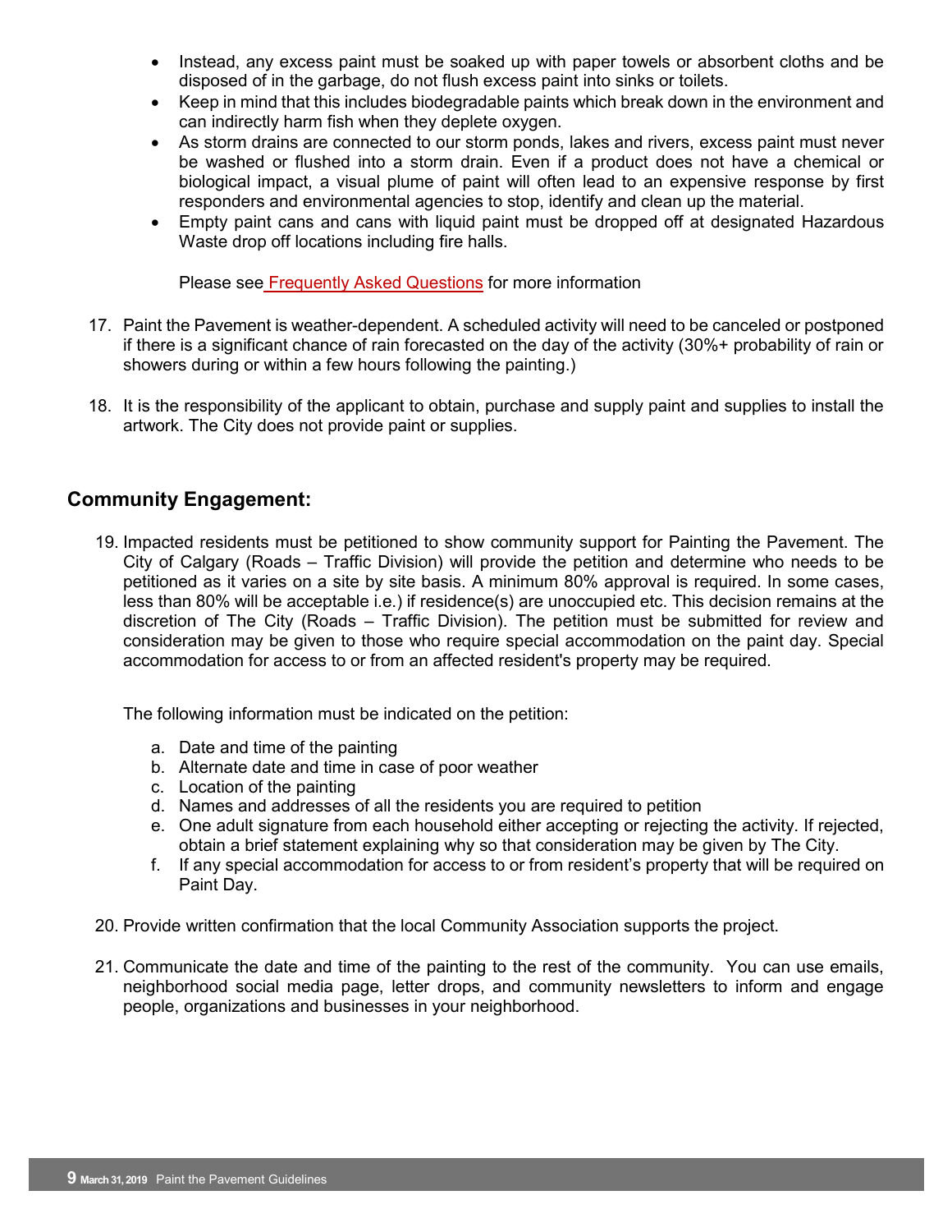- Instead, any excess paint must be soaked up with paper towels or absorbent cloths and be disposed of in the garbage, do not flush excess paint into sinks or toilets.
- Keep in mind that this includes biodegradable paints which break down in the environment and can indirectly harm fish when they deplete oxygen.
- As storm drains are connected to our storm ponds, lakes and rivers, excess paint must never be washed or flushed into a storm drain. Even if a product does not have a chemical or biological impact, a visual plume of paint will often lead to an expensive response by first responders and environmental agencies to stop, identify and clean up the material.
- Empty paint cans and cans with liquid paint must be dropped off at designated Hazardous Waste drop off locations including fire halls.

  Please see Frequently Asked Questions for more information

17. Paint the Pavement is weather-dependent. A scheduled activity will need to be canceled or postponed if there is a significant chance of rain forecasted on the day of the activity (30%+ probability of rain or showers during or within a few hours following the painting.)

18. It is the responsibility of the applicant to obtain, purchase and supply paint and supplies to install the artwork. The City does not provide paint or supplies.

## Community Engagement:

19. Impacted residents must be petitioned to show community support for Painting the Pavement. The City of Calgary (Roads – Traffic Division) will provide the petition and determine who needs to be petitioned as it varies on a site by site basis. A minimum 80% approval is required. In some cases, less than 80% will be acceptable i.e.) if residence(s) are unoccupied etc. This decision remains at the discretion of The City (Roads – Traffic Division). The petition must be submitted for review and consideration may be given to those who require special accommodation on the paint day. Special accommodation for access to or from an affected resident's property may be required.

    The following information must be indicated on the petition:

    a. Date and time of the painting
    b. Alternate date and time in case of poor weather
    c. Location of the painting
    d. Names and addresses of all the residents you are required to petition
    e. One adult signature from each household either accepting or rejecting the activity. If rejected, obtain a brief statement explaining why so that consideration may be given by The City.
    f. If any special accommodation for access to or from resident's property that will be required on Paint Day.

20. Provide written confirmation that the local Community Association supports the project.

21. Communicate the date and time of the painting to the rest of the community. You can use emails, neighborhood social media page, letter drops, and community newsletters to inform and engage people, organizations and businesses in your neighborhood.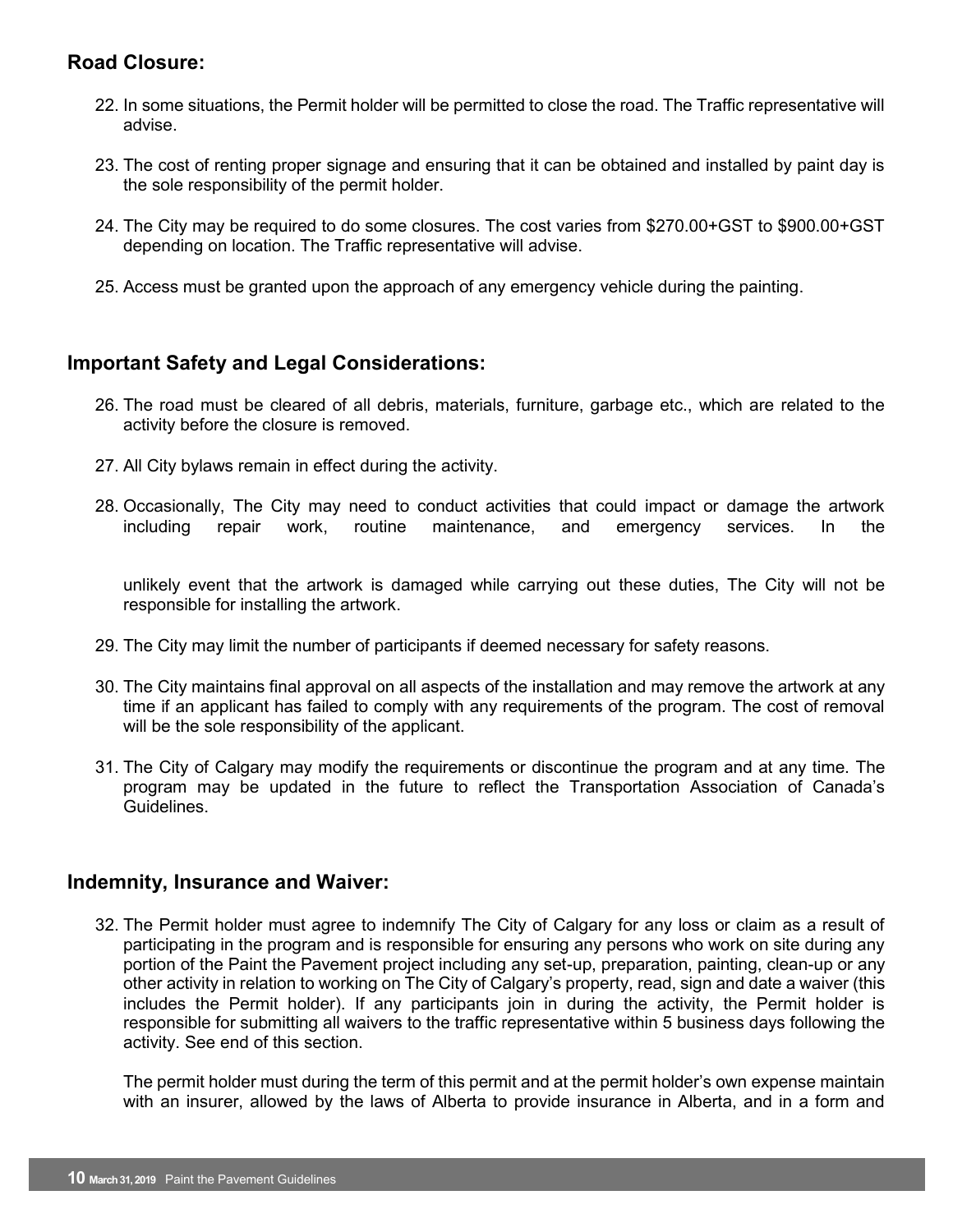## Road Closure:

22. In some situations, the Permit holder will be permitted to close the road. The Traffic representative will advise.

23. The cost of renting proper signage and ensuring that it can be obtained and installed by paint day is the sole responsibility of the permit holder.

24. The City may be required to do some closures. The cost varies from $270.00+GST to $900.00+GST depending on location. The Traffic representative will advise.

25. Access must be granted upon the approach of any emergency vehicle during the painting.

## Important Safety and Legal Considerations:

26. The road must be cleared of all debris, materials, furniture, garbage etc., which are related to the activity before the closure is removed.

27. All City bylaws remain in effect during the activity.

28. Occasionally, The City may need to conduct activities that could impact or damage the artwork including repair work, routine maintenance, and emergency services. In the unlikely event that the artwork is damaged while carrying out these duties, The City will not be responsible for installing the artwork.

29. The City may limit the number of participants if deemed necessary for safety reasons.

30. The City maintains final approval on all aspects of the installation and may remove the artwork at any time if an applicant has failed to comply with any requirements of the program. The cost of removal will be the sole responsibility of the applicant.

31. The City of Calgary may modify the requirements or discontinue the program and at any time. The program may be updated in the future to reflect the Transportation Association of Canada's Guidelines.

## Indemnity, Insurance and Waiver:

32. The Permit holder must agree to indemnify The City of Calgary for any loss or claim as a result of participating in the program and is responsible for ensuring any persons who work on site during any portion of the Paint the Pavement project including any set-up, preparation, painting, clean-up or any other activity in relation to working on The City of Calgary's property, read, sign and date a waiver (this includes the Permit holder). If any participants join in during the activity, the Permit holder is responsible for submitting all waivers to the traffic representative within 5 business days following the activity. See end of this section.

    The permit holder must during the term of this permit and at the permit holder's own expense maintain with an insurer, allowed by the laws of Alberta to provide insurance in Alberta, and in a form and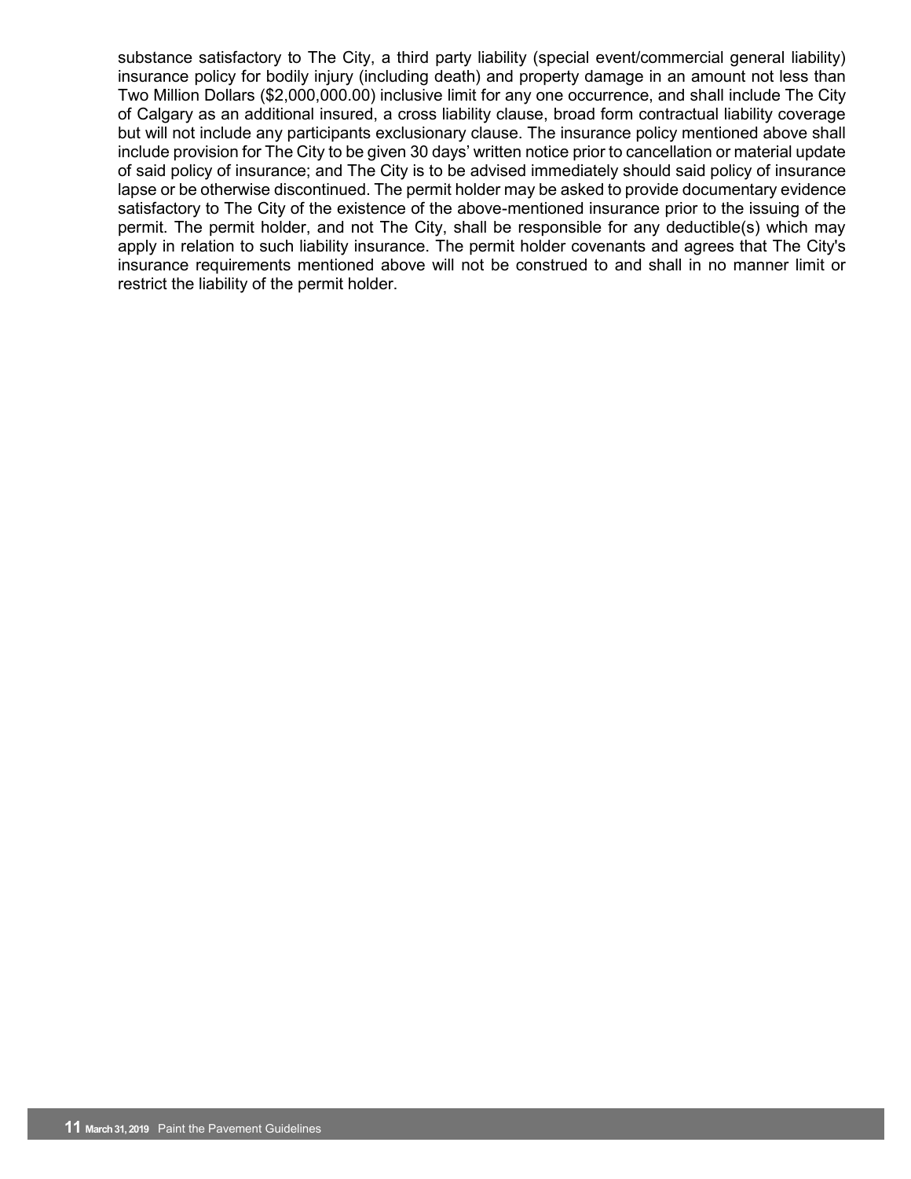substance satisfactory to The City, a third party liability (special event/commercial general liability) insurance policy for bodily injury (including death) and property damage in an amount not less than Two Million Dollars ($2,000,000.00) inclusive limit for any one occurrence, and shall include The City of Calgary as an additional insured, a cross liability clause, broad form contractual liability coverage but will not include any participants exclusionary clause. The insurance policy mentioned above shall include provision for The City to be given 30 days' written notice prior to cancellation or material update of said policy of insurance; and The City is to be advised immediately should said policy of insurance lapse or be otherwise discontinued. The permit holder may be asked to provide documentary evidence satisfactory to The City of the existence of the above-mentioned insurance prior to the issuing of the permit. The permit holder, and not The City, shall be responsible for any deductible(s) which may apply in relation to such liability insurance. The permit holder covenants and agrees that The City's insurance requirements mentioned above will not be construed to and shall in no manner limit or restrict the liability of the permit holder.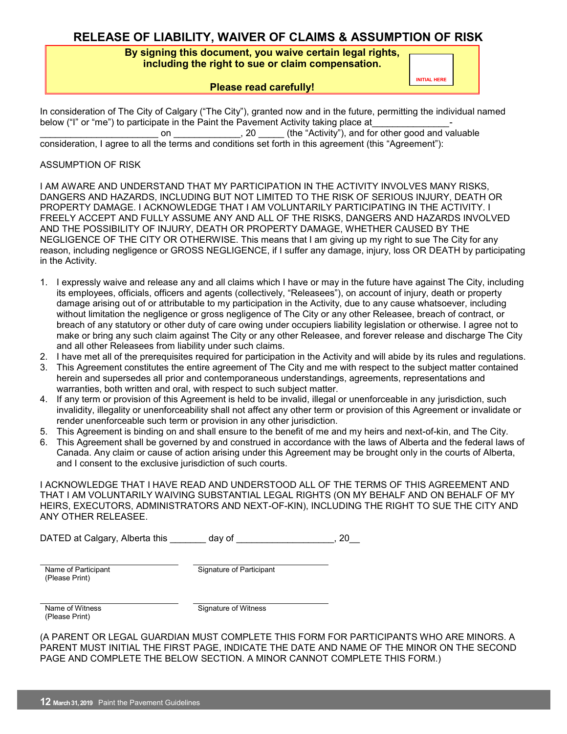# RELEASE OF LIABILITY, WAIVER OF CLAIMS & ASSUMPTION OF RISK

**By signing this document, you waive certain legal rights, including the right to sue or claim compensation.**

**Please read carefully!**

INITIAL HERE

In consideration of The City of Calgary ("The City"), granted now and in the future, permitting the individual named below ("I" or "me") to participate in the Paint the Pavement Activity taking place at_______________-_______________________ on _____________, 20 _____ (the "Activity"), and for other good and valuable consideration, I agree to all the terms and conditions set forth in this agreement (this "Agreement"):

ASSUMPTION OF RISK

I AM AWARE AND UNDERSTAND THAT MY PARTICIPATION IN THE ACTIVITY INVOLVES MANY RISKS, DANGERS AND HAZARDS, INCLUDING BUT NOT LIMITED TO THE RISK OF SERIOUS INJURY, DEATH OR PROPERTY DAMAGE. I ACKNOWLEDGE THAT I AM VOLUNTARILY PARTICIPATING IN THE ACTIVITY. I FREELY ACCEPT AND FULLY ASSUME ANY AND ALL OF THE RISKS, DANGERS AND HAZARDS INVOLVED AND THE POSSIBILITY OF INJURY, DEATH OR PROPERTY DAMAGE, WHETHER CAUSED BY THE NEGLIGENCE OF THE CITY OR OTHERWISE. This means that I am giving up my right to sue The City for any reason, including negligence or GROSS NEGLIGENCE, if I suffer any damage, injury, loss OR DEATH by participating in the Activity.

1. I expressly waive and release any and all claims which I have or may in the future have against The City, including its employees, officials, officers and agents (collectively, "Releasees"), on account of injury, death or property damage arising out of or attributable to my participation in the Activity, due to any cause whatsoever, including without limitation the negligence or gross negligence of The City or any other Releasee, breach of contract, or breach of any statutory or other duty of care owing under occupiers liability legislation or otherwise. I agree not to make or bring any such claim against The City or any other Releasee, and forever release and discharge The City and all other Releasees from liability under such claims.
2. I have met all of the prerequisites required for participation in the Activity and will abide by its rules and regulations.
3. This Agreement constitutes the entire agreement of The City and me with respect to the subject matter contained herein and supersedes all prior and contemporaneous understandings, agreements, representations and warranties, both written and oral, with respect to such subject matter.
4. If any term or provision of this Agreement is held to be invalid, illegal or unenforceable in any jurisdiction, such invalidity, illegality or unenforceability shall not affect any other term or provision of this Agreement or invalidate or render unenforceable such term or provision in any other jurisdiction.
5. This Agreement is binding on and shall ensure to the benefit of me and my heirs and next-of-kin, and The City.
6. This Agreement shall be governed by and construed in accordance with the laws of Alberta and the federal laws of Canada. Any claim or cause of action arising under this Agreement may be brought only in the courts of Alberta, and I consent to the exclusive jurisdiction of such courts.

I ACKNOWLEDGE THAT I HAVE READ AND UNDERSTOOD ALL OF THE TERMS OF THIS AGREEMENT AND THAT I AM VOLUNTARILY WAIVING SUBSTANTIAL LEGAL RIGHTS (ON MY BEHALF AND ON BEHALF OF MY HEIRS, EXECUTORS, ADMINISTRATORS AND NEXT-OF-KIN), INCLUDING THE RIGHT TO SUE THE CITY AND ANY OTHER RELEASEE.

DATED at Calgary, Alberta this _______ day of ___________________, 20__

| ______________________ | ______________________ |
|---|---|
| Name of Participant (Please Print) | Signature of Participant |

| ______________________ | ______________________ |
|---|---|
| Name of Witness (Please Print) | Signature of Witness |

(A PARENT OR LEGAL GUARDIAN MUST COMPLETE THIS FORM FOR PARTICIPANTS WHO ARE MINORS. A PARENT MUST INITIAL THE FIRST PAGE, INDICATE THE DATE AND NAME OF THE MINOR ON THE SECOND PAGE AND COMPLETE THE BELOW SECTION. A MINOR CANNOT COMPLETE THIS FORM.)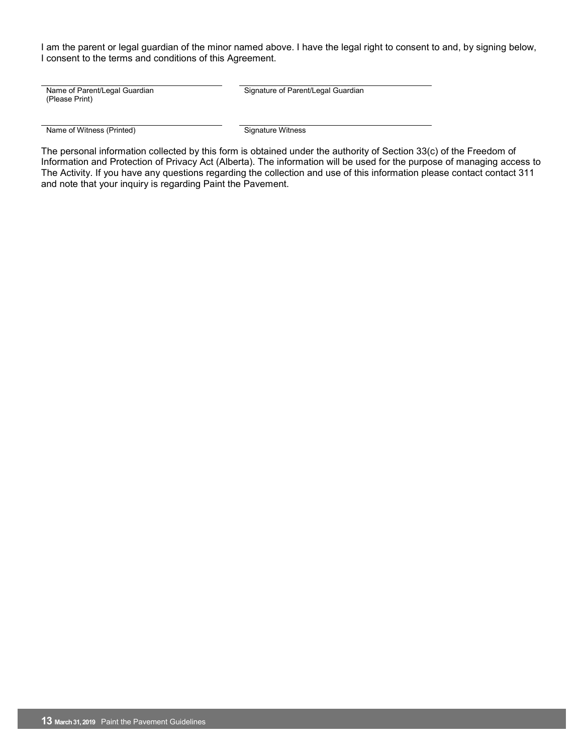I am the parent or legal guardian of the minor named above. I have the legal right to consent to and, by signing below, I consent to the terms and conditions of this Agreement.

| | |
|---|---|
| Name of Parent/Legal Guardian (Please Print) | Signature of Parent/Legal Guardian |
| Name of Witness (Printed) | Signature Witness |

The personal information collected by this form is obtained under the authority of Section 33(c) of the Freedom of Information and Protection of Privacy Act (Alberta). The information will be used for the purpose of managing access to The Activity. If you have any questions regarding the collection and use of this information please contact contact 311 and note that your inquiry is regarding Paint the Pavement.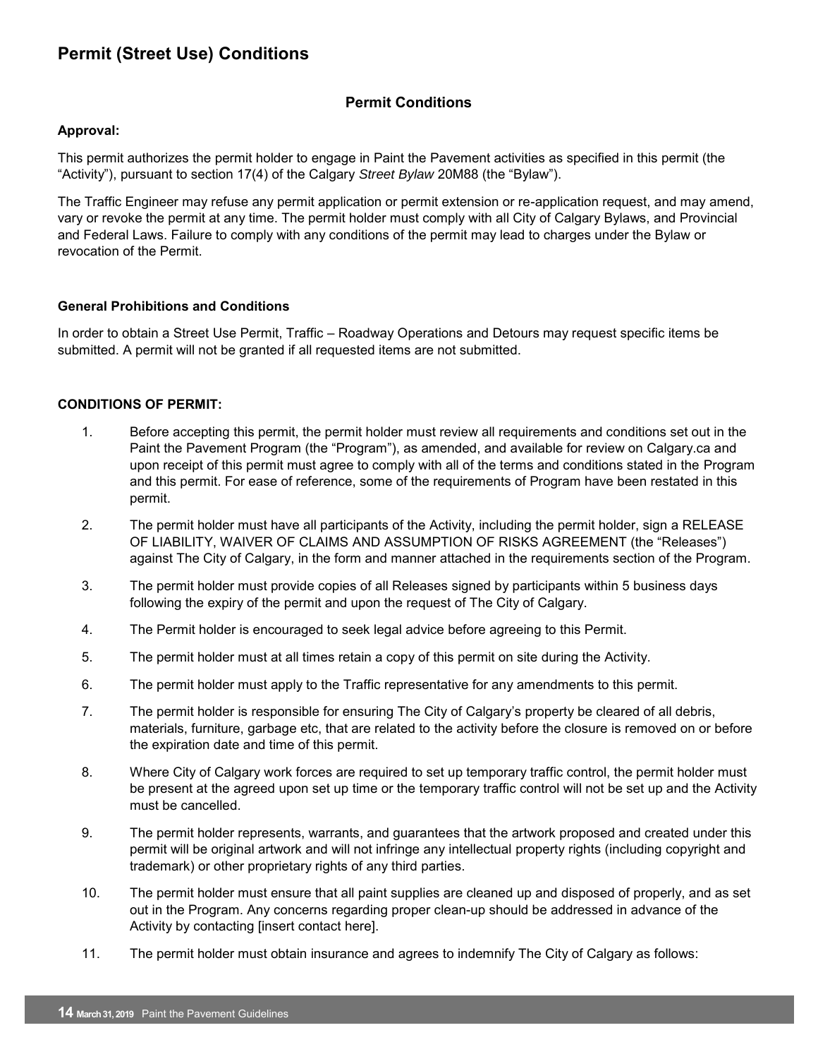# Permit (Street Use) Conditions

## Permit Conditions

**Approval:**

This permit authorizes the permit holder to engage in Paint the Pavement activities as specified in this permit (the "Activity"), pursuant to section 17(4) of the Calgary *Street Bylaw* 20M88 (the "Bylaw").

The Traffic Engineer may refuse any permit application or permit extension or re-application request, and may amend, vary or revoke the permit at any time. The permit holder must comply with all City of Calgary Bylaws, and Provincial and Federal Laws. Failure to comply with any conditions of the permit may lead to charges under the Bylaw or revocation of the Permit.

**General Prohibitions and Conditions**

In order to obtain a Street Use Permit, Traffic – Roadway Operations and Detours may request specific items be submitted. A permit will not be granted if all requested items are not submitted.

**CONDITIONS OF PERMIT:**

1. Before accepting this permit, the permit holder must review all requirements and conditions set out in the Paint the Pavement Program (the "Program"), as amended, and available for review on Calgary.ca and upon receipt of this permit must agree to comply with all of the terms and conditions stated in the Program and this permit. For ease of reference, some of the requirements of Program have been restated in this permit.
2. The permit holder must have all participants of the Activity, including the permit holder, sign a RELEASE OF LIABILITY, WAIVER OF CLAIMS AND ASSUMPTION OF RISKS AGREEMENT (the "Releases") against The City of Calgary, in the form and manner attached in the requirements section of the Program.
3. The permit holder must provide copies of all Releases signed by participants within 5 business days following the expiry of the permit and upon the request of The City of Calgary.
4. The Permit holder is encouraged to seek legal advice before agreeing to this Permit.
5. The permit holder must at all times retain a copy of this permit on site during the Activity.
6. The permit holder must apply to the Traffic representative for any amendments to this permit.
7. The permit holder is responsible for ensuring The City of Calgary's property be cleared of all debris, materials, furniture, garbage etc, that are related to the activity before the closure is removed on or before the expiration date and time of this permit.
8. Where City of Calgary work forces are required to set up temporary traffic control, the permit holder must be present at the agreed upon set up time or the temporary traffic control will not be set up and the Activity must be cancelled.
9. The permit holder represents, warrants, and guarantees that the artwork proposed and created under this permit will be original artwork and will not infringe any intellectual property rights (including copyright and trademark) or other proprietary rights of any third parties.
10. The permit holder must ensure that all paint supplies are cleaned up and disposed of properly, and as set out in the Program. Any concerns regarding proper clean-up should be addressed in advance of the Activity by contacting [insert contact here].
11. The permit holder must obtain insurance and agrees to indemnify The City of Calgary as follows: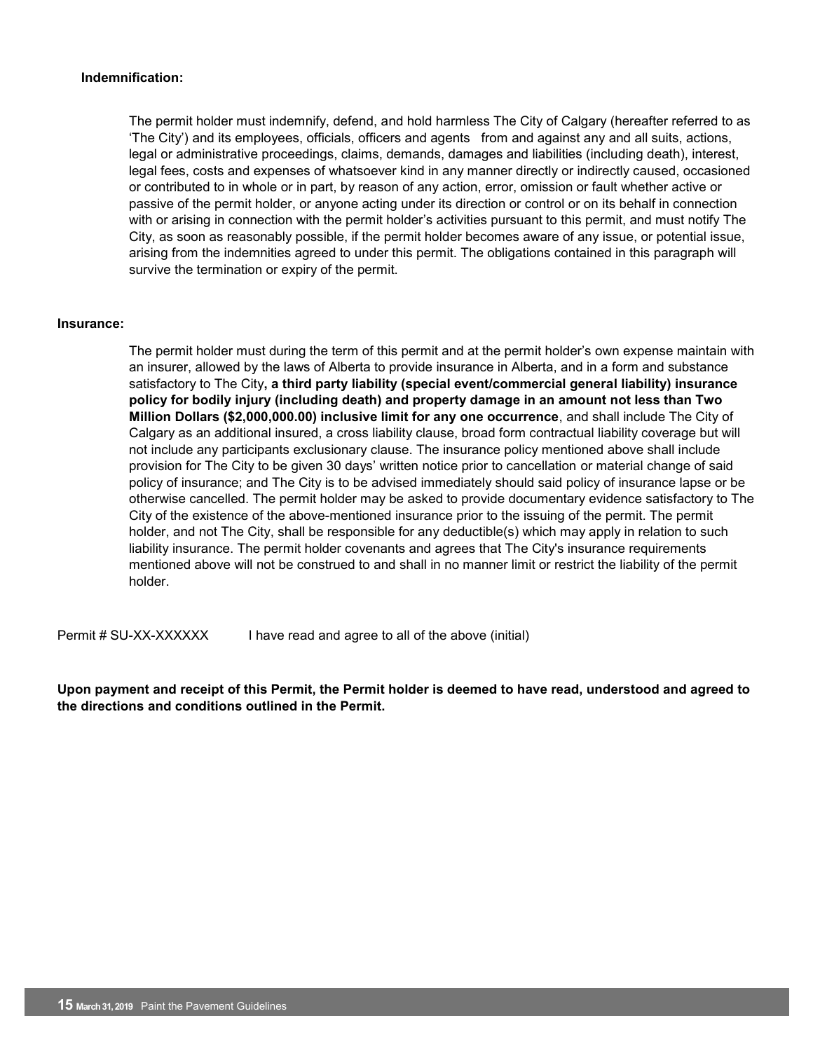**Indemnification:**

The permit holder must indemnify, defend, and hold harmless The City of Calgary (hereafter referred to as 'The City') and its employees, officials, officers and agents from and against any and all suits, actions, legal or administrative proceedings, claims, demands, damages and liabilities (including death), interest, legal fees, costs and expenses of whatsoever kind in any manner directly or indirectly caused, occasioned or contributed to in whole or in part, by reason of any action, error, omission or fault whether active or passive of the permit holder, or anyone acting under its direction or control or on its behalf in connection with or arising in connection with the permit holder's activities pursuant to this permit, and must notify The City, as soon as reasonably possible, if the permit holder becomes aware of any issue, or potential issue, arising from the indemnities agreed to under this permit. The obligations contained in this paragraph will survive the termination or expiry of the permit.

**Insurance:**

The permit holder must during the term of this permit and at the permit holder's own expense maintain with an insurer, allowed by the laws of Alberta to provide insurance in Alberta, and in a form and substance satisfactory to The City**, a third party liability (special event/commercial general liability) insurance policy for bodily injury (including death) and property damage in an amount not less than Two Million Dollars ($2,000,000.00) inclusive limit for any one occurrence**, and shall include The City of Calgary as an additional insured, a cross liability clause, broad form contractual liability coverage but will not include any participants exclusionary clause. The insurance policy mentioned above shall include provision for The City to be given 30 days' written notice prior to cancellation or material change of said policy of insurance; and The City is to be advised immediately should said policy of insurance lapse or be otherwise cancelled. The permit holder may be asked to provide documentary evidence satisfactory to The City of the existence of the above-mentioned insurance prior to the issuing of the permit. The permit holder, and not The City, shall be responsible for any deductible(s) which may apply in relation to such liability insurance. The permit holder covenants and agrees that The City's insurance requirements mentioned above will not be construed to and shall in no manner limit or restrict the liability of the permit holder.

Permit # SU-XX-XXXXXX I have read and agree to all of the above (initial)

**Upon payment and receipt of this Permit, the Permit holder is deemed to have read, understood and agreed to the directions and conditions outlined in the Permit.**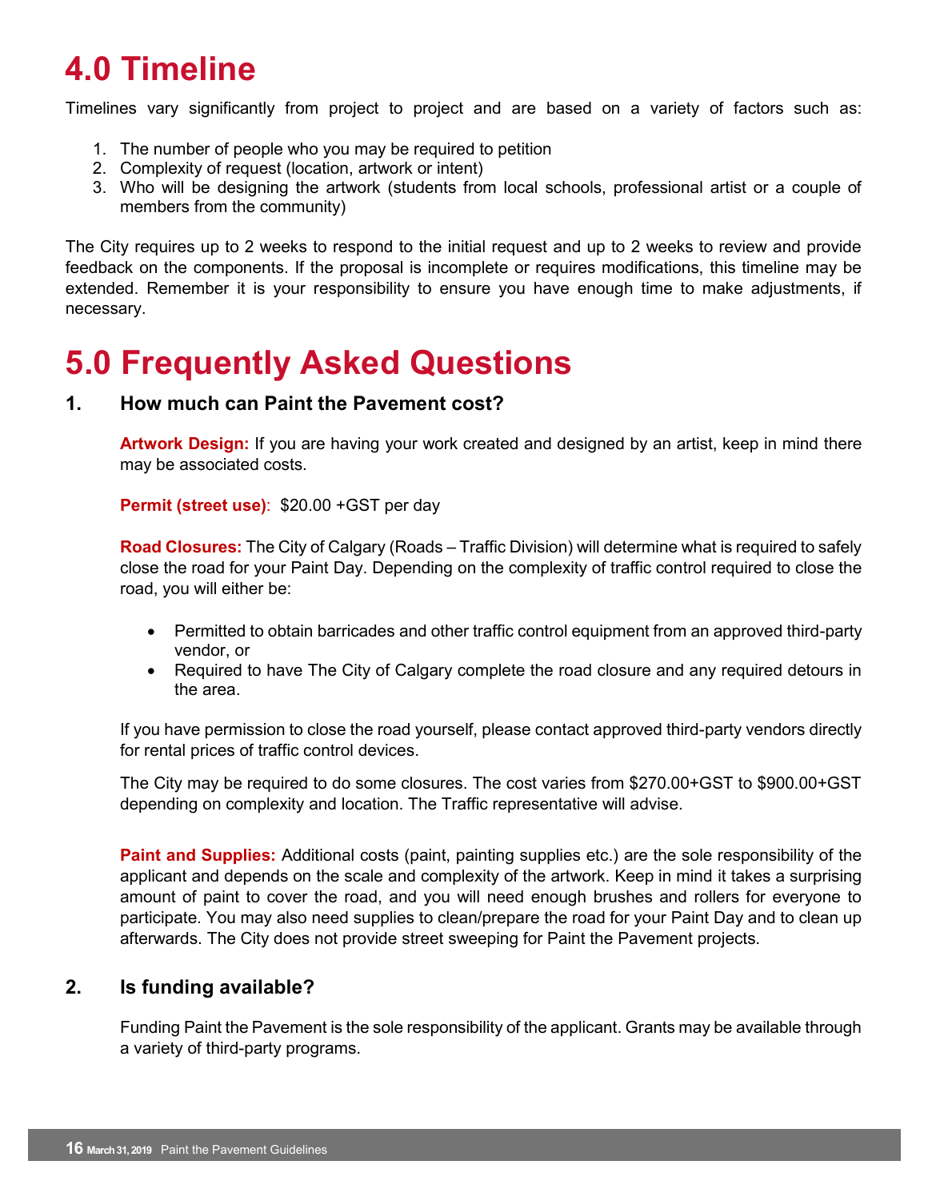# 4.0 Timeline

Timelines vary significantly from project to project and are based on a variety of factors such as:

1. The number of people who you may be required to petition
2. Complexity of request (location, artwork or intent)
3. Who will be designing the artwork (students from local schools, professional artist or a couple of members from the community)

The City requires up to 2 weeks to respond to the initial request and up to 2 weeks to review and provide feedback on the components. If the proposal is incomplete or requires modifications, this timeline may be extended. Remember it is your responsibility to ensure you have enough time to make adjustments, if necessary.

# 5.0 Frequently Asked Questions

### 1. How much can Paint the Pavement cost?

**Artwork Design:** If you are having your work created and designed by an artist, keep in mind there may be associated costs.

**Permit (street use)**: $20.00 +GST per day

**Road Closures:** The City of Calgary (Roads – Traffic Division) will determine what is required to safely close the road for your Paint Day. Depending on the complexity of traffic control required to close the road, you will either be:

- Permitted to obtain barricades and other traffic control equipment from an approved third-party vendor, or
- Required to have The City of Calgary complete the road closure and any required detours in the area.

If you have permission to close the road yourself, please contact approved third-party vendors directly for rental prices of traffic control devices.

The City may be required to do some closures. The cost varies from $270.00+GST to $900.00+GST depending on complexity and location. The Traffic representative will advise.

**Paint and Supplies:** Additional costs (paint, painting supplies etc.) are the sole responsibility of the applicant and depends on the scale and complexity of the artwork. Keep in mind it takes a surprising amount of paint to cover the road, and you will need enough brushes and rollers for everyone to participate. You may also need supplies to clean/prepare the road for your Paint Day and to clean up afterwards. The City does not provide street sweeping for Paint the Pavement projects.

### 2. Is funding available?

Funding Paint the Pavement is the sole responsibility of the applicant. Grants may be available through a variety of third-party programs.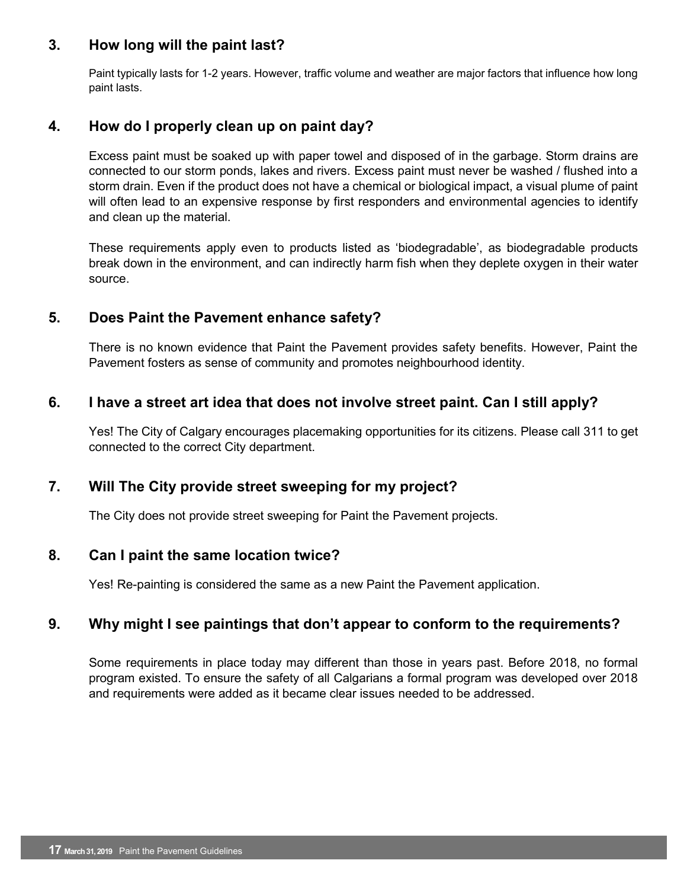### 3. How long will the paint last?

Paint typically lasts for 1-2 years. However, traffic volume and weather are major factors that influence how long paint lasts.

### 4. How do I properly clean up on paint day?

Excess paint must be soaked up with paper towel and disposed of in the garbage. Storm drains are connected to our storm ponds, lakes and rivers. Excess paint must never be washed / flushed into a storm drain. Even if the product does not have a chemical or biological impact, a visual plume of paint will often lead to an expensive response by first responders and environmental agencies to identify and clean up the material.

These requirements apply even to products listed as 'biodegradable', as biodegradable products break down in the environment, and can indirectly harm fish when they deplete oxygen in their water source.

### 5. Does Paint the Pavement enhance safety?

There is no known evidence that Paint the Pavement provides safety benefits. However, Paint the Pavement fosters as sense of community and promotes neighbourhood identity.

### 6. I have a street art idea that does not involve street paint. Can I still apply?

Yes! The City of Calgary encourages placemaking opportunities for its citizens. Please call 311 to get connected to the correct City department.

### 7. Will The City provide street sweeping for my project?

The City does not provide street sweeping for Paint the Pavement projects.

### 8. Can I paint the same location twice?

Yes! Re-painting is considered the same as a new Paint the Pavement application.

### 9. Why might I see paintings that don't appear to conform to the requirements?

Some requirements in place today may different than those in years past. Before 2018, no formal program existed. To ensure the safety of all Calgarians a formal program was developed over 2018 and requirements were added as it became clear issues needed to be addressed.